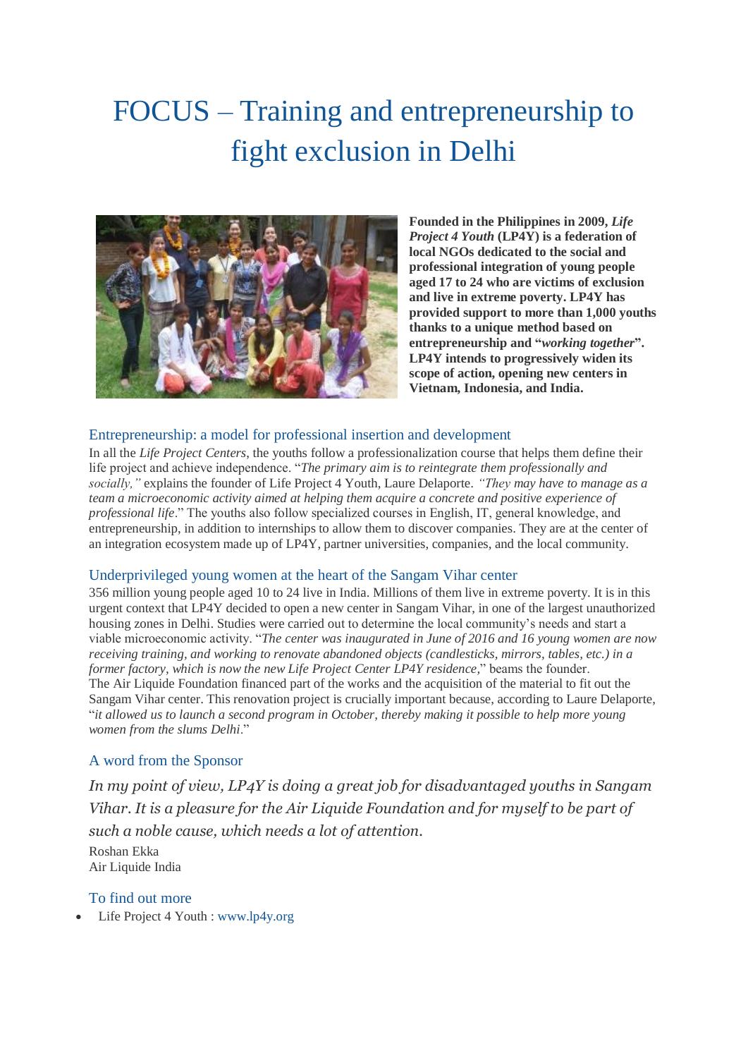# FOCUS – Training and entrepreneurship to fight exclusion in Delhi

**Founded in the Philippines in 2009, *Life Project 4 Youth* (LP4Y) is a federation of local NGOs dedicated to the social and professional integration of young people aged 17 to 24 who are victims of exclusion and live in extreme poverty. LP4Y has provided support to more than 1,000 youths thanks to a unique method based on entrepreneurship and "*working together*". LP4Y intends to progressively widen its scope of action, opening new centers in Vietnam, Indonesia, and India.**

## Entrepreneurship: a model for professional insertion and development

In all the *Life Project Centers*, the youths follow a professionalization course that helps them define their life project and achieve independence. "*The primary aim is to reintegrate them professionally and socially,"* explains the founder of Life Project 4 Youth, Laure Delaporte. *"They may have to manage as a team a microeconomic activity aimed at helping them acquire a concrete and positive experience of professional life*." The youths also follow specialized courses in English, IT, general knowledge, and entrepreneurship, in addition to internships to allow them to discover companies. They are at the center of an integration ecosystem made up of LP4Y, partner universities, companies, and the local community.

## Underprivileged young women at the heart of the Sangam Vihar center

356 million young people aged 10 to 24 live in India. Millions of them live in extreme poverty. It is in this urgent context that LP4Y decided to open a new center in Sangam Vihar, in one of the largest unauthorized housing zones in Delhi. Studies were carried out to determine the local community's needs and start a viable microeconomic activity. "*The center was inaugurated in June of 2016 and 16 young women are now receiving training, and working to renovate abandoned objects (candlesticks, mirrors, tables, etc.) in a former factory, which is now the new Life Project Center LP4Y residence*," beams the founder.
The Air Liquide Foundation financed part of the works and the acquisition of the material to fit out the Sangam Vihar center. This renovation project is crucially important because, according to Laure Delaporte, "*it allowed us to launch a second program in October, thereby making it possible to help more young women from the slums Delhi*."

## A word from the Sponsor

*In my point of view, LP4Y is doing a great job for disadvantaged youths in Sangam Vihar. It is a pleasure for the Air Liquide Foundation and for myself to be part of such a noble cause, which needs a lot of attention.*

Roshan Ekka
Air Liquide India

## To find out more

- Life Project 4 Youth : www.lp4y.org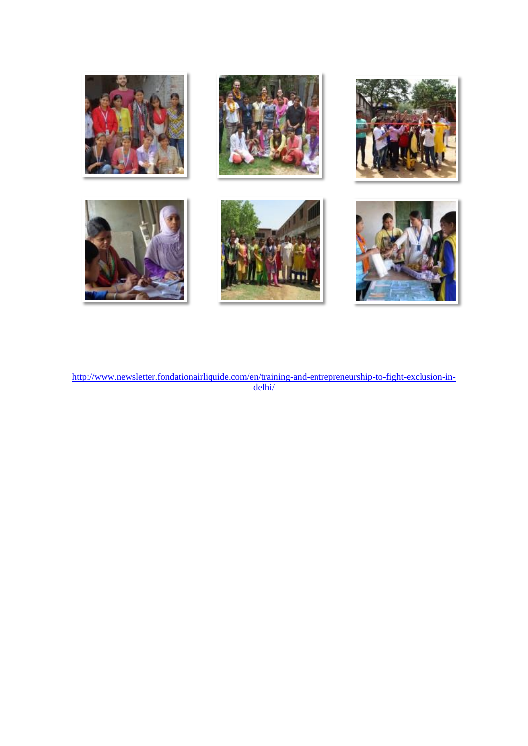http://www.newsletter.fondationairliquide.com/en/training-and-entrepreneurship-to-fight-exclusion-in-delhi/